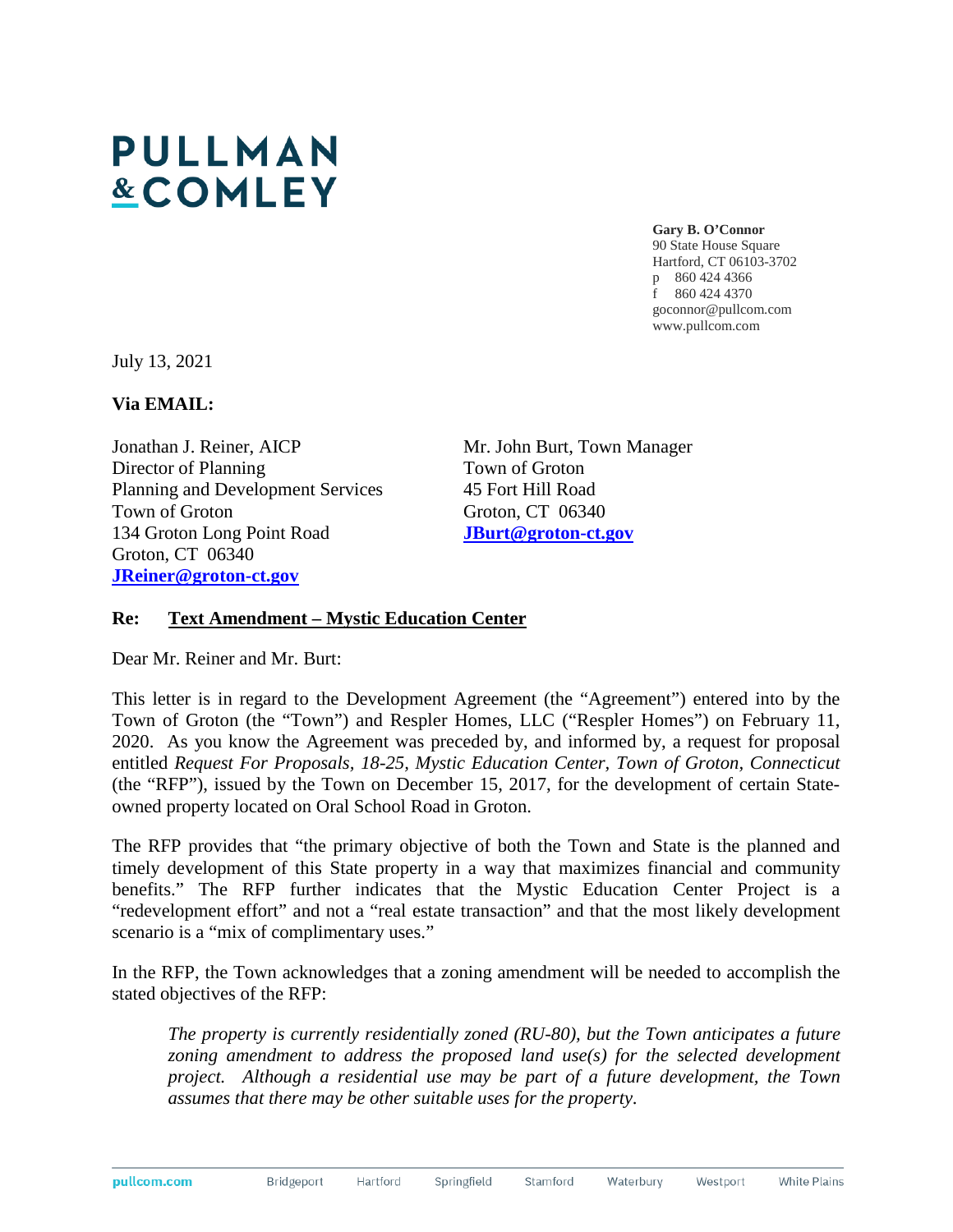# PULLMAN & COMLEY

**Gary B. O'Connor**
90 State House Square
Hartford, CT 06103-3702
p 860 424 4366
f 860 424 4370
goconnor@pullcom.com
www.pullcom.com

July 13, 2021

**Via EMAIL:**

Jonathan J. Reiner, AICP
Director of Planning
Planning and Development Services
Town of Groton
134 Groton Long Point Road
Groton, CT 06340
**JReiner@groton-ct.gov**

Mr. John Burt, Town Manager
Town of Groton
45 Fort Hill Road
Groton, CT 06340
**JBurt@groton-ct.gov**

**Re: Text Amendment – Mystic Education Center**

Dear Mr. Reiner and Mr. Burt:

This letter is in regard to the Development Agreement (the "Agreement") entered into by the Town of Groton (the "Town") and Respler Homes, LLC ("Respler Homes") on February 11, 2020. As you know the Agreement was preceded by, and informed by, a request for proposal entitled *Request For Proposals, 18-25, Mystic Education Center, Town of Groton, Connecticut* (the "RFP"), issued by the Town on December 15, 2017, for the development of certain State-owned property located on Oral School Road in Groton.

The RFP provides that "the primary objective of both the Town and State is the planned and timely development of this State property in a way that maximizes financial and community benefits." The RFP further indicates that the Mystic Education Center Project is a "redevelopment effort" and not a "real estate transaction" and that the most likely development scenario is a "mix of complimentary uses."

In the RFP, the Town acknowledges that a zoning amendment will be needed to accomplish the stated objectives of the RFP:

> *The property is currently residentially zoned (RU-80), but the Town anticipates a future zoning amendment to address the proposed land use(s) for the selected development project. Although a residential use may be part of a future development, the Town assumes that there may be other suitable uses for the property.*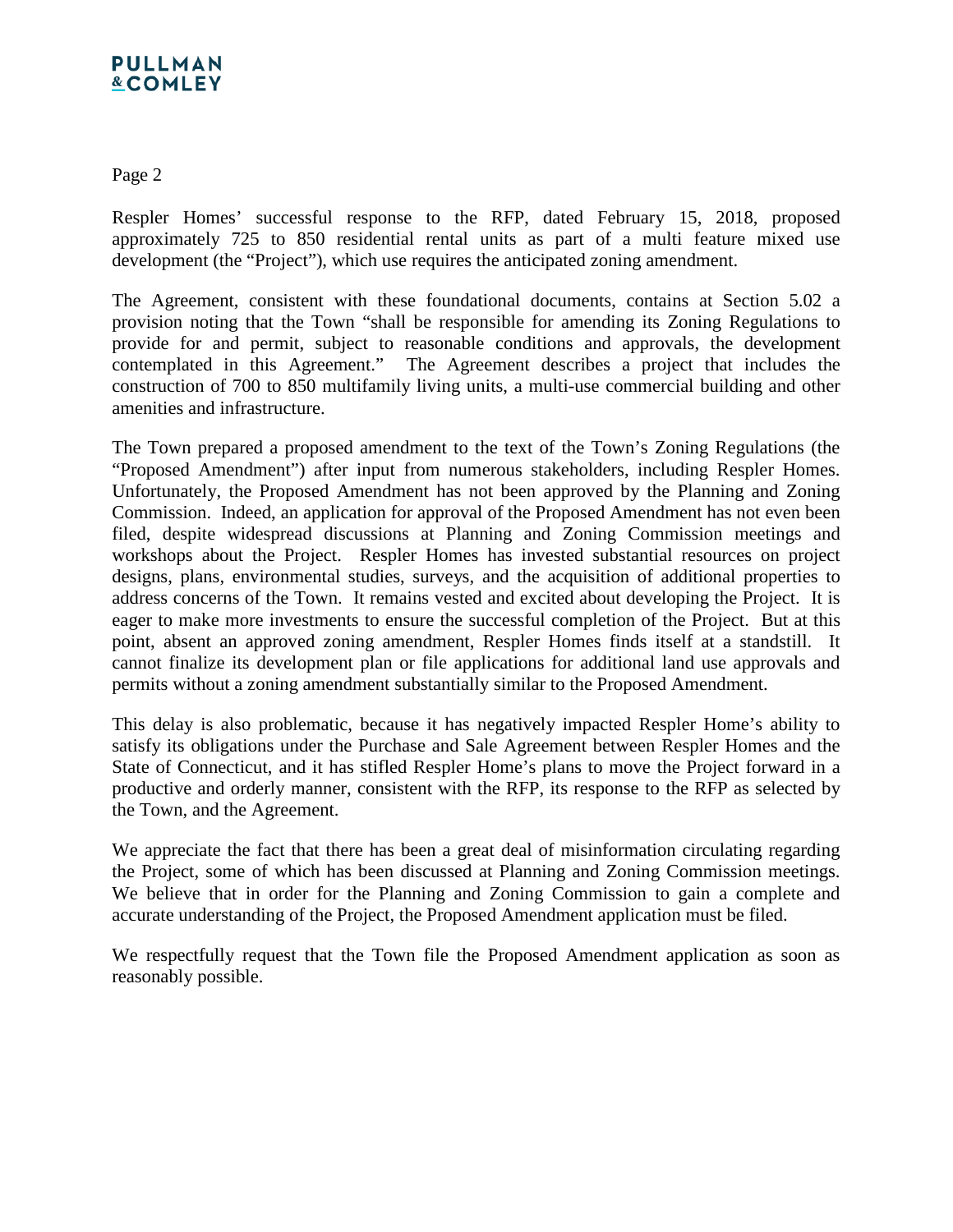Respler Homes' successful response to the RFP, dated February 15, 2018, proposed approximately 725 to 850 residential rental units as part of a multi feature mixed use development (the "Project"), which use requires the anticipated zoning amendment.

The Agreement, consistent with these foundational documents, contains at Section 5.02 a provision noting that the Town "shall be responsible for amending its Zoning Regulations to provide for and permit, subject to reasonable conditions and approvals, the development contemplated in this Agreement." The Agreement describes a project that includes the construction of 700 to 850 multifamily living units, a multi-use commercial building and other amenities and infrastructure.

The Town prepared a proposed amendment to the text of the Town's Zoning Regulations (the "Proposed Amendment") after input from numerous stakeholders, including Respler Homes. Unfortunately, the Proposed Amendment has not been approved by the Planning and Zoning Commission. Indeed, an application for approval of the Proposed Amendment has not even been filed, despite widespread discussions at Planning and Zoning Commission meetings and workshops about the Project. Respler Homes has invested substantial resources on project designs, plans, environmental studies, surveys, and the acquisition of additional properties to address concerns of the Town. It remains vested and excited about developing the Project. It is eager to make more investments to ensure the successful completion of the Project. But at this point, absent an approved zoning amendment, Respler Homes finds itself at a standstill. It cannot finalize its development plan or file applications for additional land use approvals and permits without a zoning amendment substantially similar to the Proposed Amendment.

This delay is also problematic, because it has negatively impacted Respler Home's ability to satisfy its obligations under the Purchase and Sale Agreement between Respler Homes and the State of Connecticut, and it has stifled Respler Home's plans to move the Project forward in a productive and orderly manner, consistent with the RFP, its response to the RFP as selected by the Town, and the Agreement.

We appreciate the fact that there has been a great deal of misinformation circulating regarding the Project, some of which has been discussed at Planning and Zoning Commission meetings. We believe that in order for the Planning and Zoning Commission to gain a complete and accurate understanding of the Project, the Proposed Amendment application must be filed.

We respectfully request that the Town file the Proposed Amendment application as soon as reasonably possible.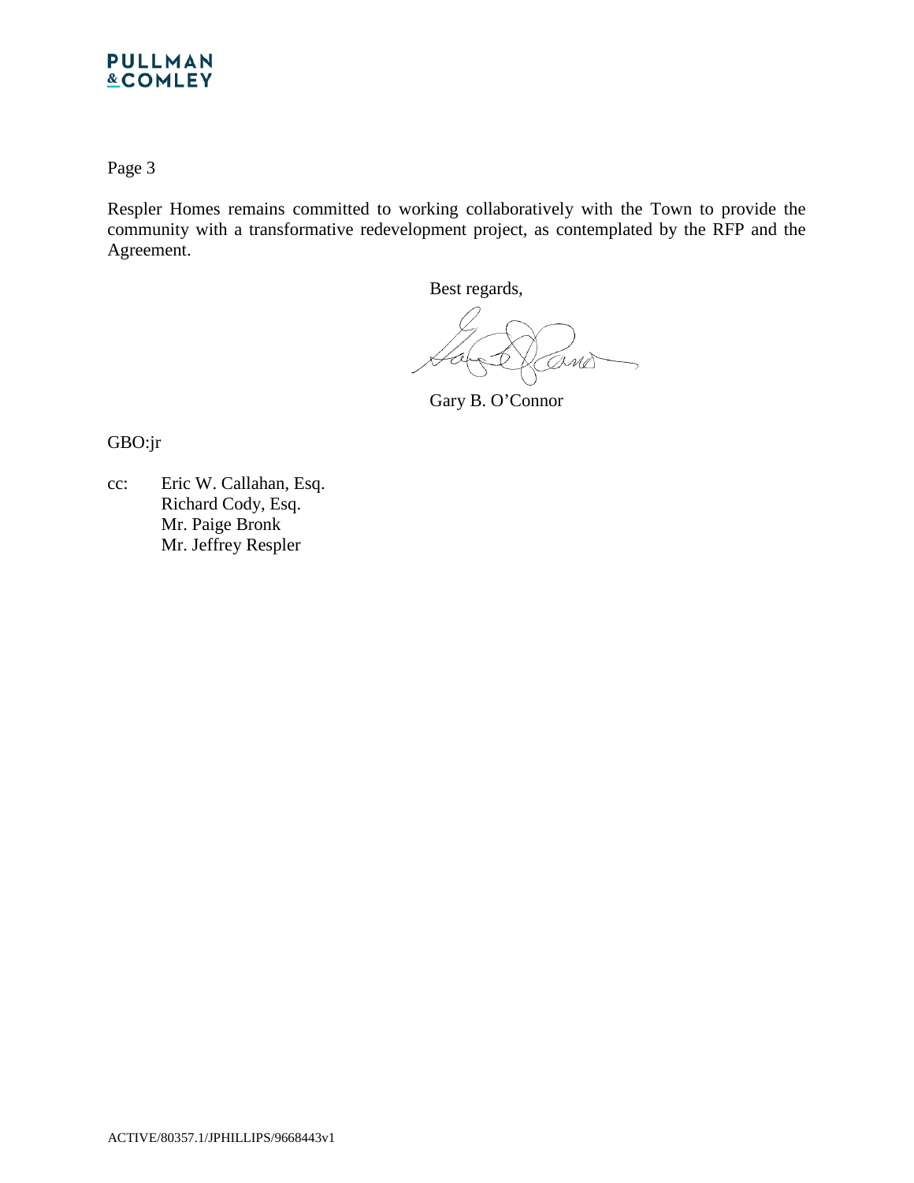Respler Homes remains committed to working collaboratively with the Town to provide the community with a transformative redevelopment project, as contemplated by the RFP and the Agreement.

Best regards,

Gary B. O'Connor

GBO:jr

cc: Eric W. Callahan, Esq.
Richard Cody, Esq.
Mr. Paige Bronk
Mr. Jeffrey Respler

ACTIVE/80357.1/JPHILLIPS/9668443v1